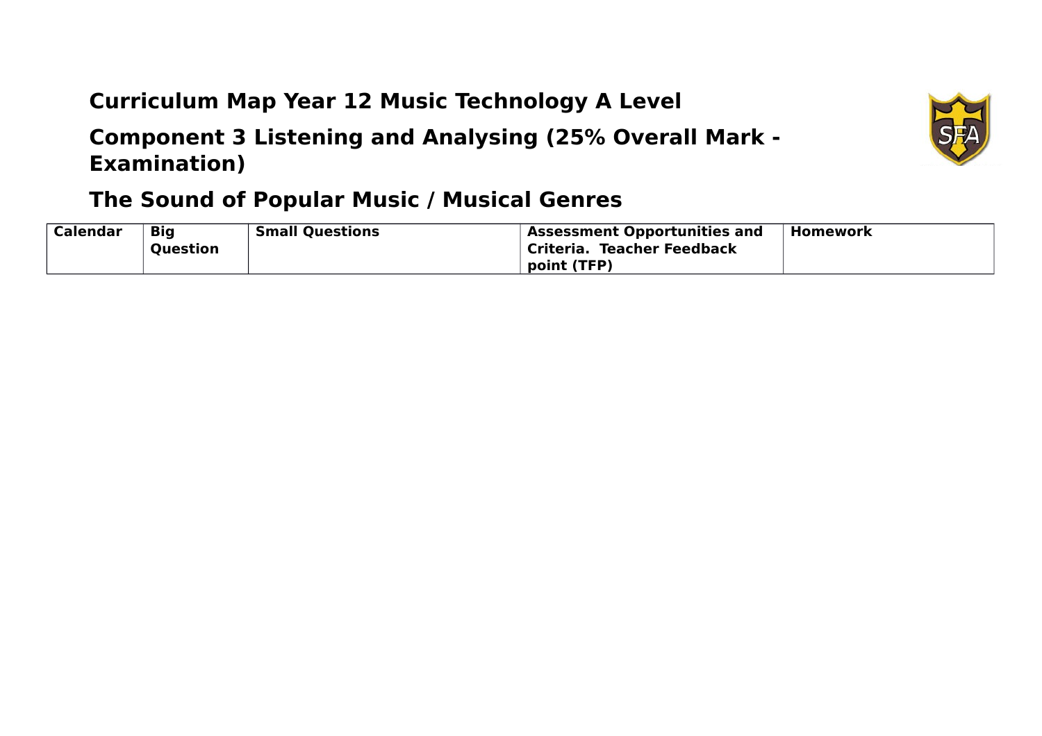# Curriculum Map Year 12 Music Technology A Level

## Component 3 Listening and Analysing (25% Overall Mark - Examination)

## The Sound of Popular Music / Musical Genres

| Calendar | Big Question | Small Questions | Assessment Opportunities and Criteria. Teacher Feedback point (TFP) | Homework |
|---|---|---|---|---|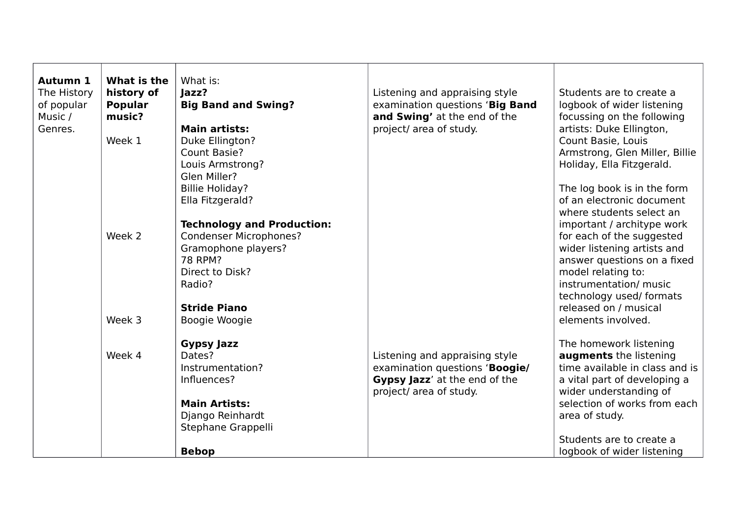| **Autumn 1** The History of popular Music / Genres. | **What is the history of Popular music?**<br><br>Week 1<br><br><br><br><br><br><br><br>Week 2<br><br><br><br><br><br><br>Week 3<br><br><br>Week 4 | What is:<br>**Jazz?**<br>**Big Band and Swing?**<br><br>**Main artists:**<br>Duke Ellington?<br>Count Basie?<br>Louis Armstrong?<br>Glen Miller?<br>Billie Holiday?<br>Ella Fitzgerald?<br><br>**Technology and Production:**<br>Condenser Microphones?<br>Gramophone players?<br>78 RPM?<br>Direct to Disk?<br>Radio?<br><br>**Stride Piano**<br>Boogie Woogie<br><br>**Gypsy Jazz**<br>Dates?<br>Instrumentation?<br>Influences?<br><br>**Main Artists:**<br>Django Reinhardt<br>Stephane Grappelli<br><br>**Bebop** | Listening and appraising style examination questions '**Big Band and Swing'** at the end of the project/ area of study.<br><br><br><br><br><br><br><br><br><br><br><br><br><br><br><br><br><br><br><br>Listening and appraising style examination questions '**Boogie/ Gypsy Jazz**' at the end of the project/ area of study. | Students are to create a logbook of wider listening focussing on the following artists: Duke Ellington, Count Basie, Louis Armstrong, Glen Miller, Billie Holiday, Ella Fitzgerald.<br><br>The log book is in the form of an electronic document where students select an important / architype work for each of the suggested wider listening artists and answer questions on a fixed model relating to: instrumentation/ music technology used/ formats released on / musical elements involved.<br><br>The homework listening **augments** the listening time available in class and is a vital part of developing a wider understanding of selection of works from each area of study.<br><br>Students are to create a logbook of wider listening |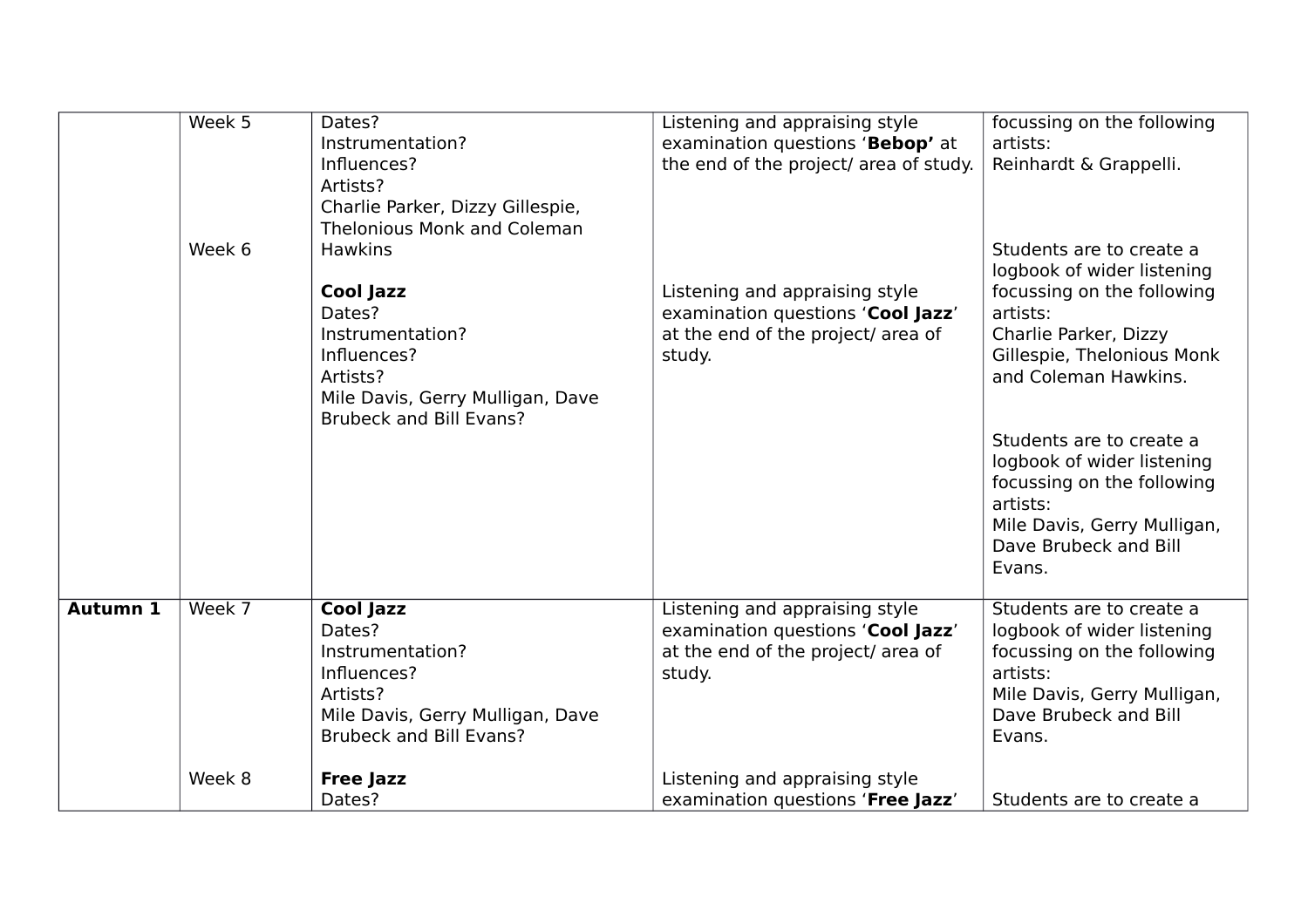| | | | | |
|---|---|---|---|---|
| | Week 5<br><br><br><br><br><br>Week 6 | Dates?<br>Instrumentation?<br>Influences?<br>Artists?<br>Charlie Parker, Dizzy Gillespie, Thelonious Monk and Coleman Hawkins<br><br>**Cool Jazz**<br>Dates?<br>Instrumentation?<br>Influences?<br>Artists?<br>Mile Davis, Gerry Mulligan, Dave Brubeck and Bill Evans? | Listening and appraising style examination questions '**Bebop'** at the end of the project/ area of study.<br><br><br><br><br><br>Listening and appraising style examination questions '**Cool Jazz**' at the end of the project/ area of study. | focussing on the following artists:<br>Reinhardt & Grappelli.<br><br><br><br>Students are to create a logbook of wider listening focussing on the following artists:<br>Charlie Parker, Dizzy Gillespie, Thelonious Monk and Coleman Hawkins.<br><br>Students are to create a logbook of wider listening focussing on the following artists:<br>Mile Davis, Gerry Mulligan, Dave Brubeck and Bill Evans. |
| **Autumn 1** | Week 7<br><br><br><br><br><br><br>Week 8 | **Cool Jazz**<br>Dates?<br>Instrumentation?<br>Influences?<br>Artists?<br>Mile Davis, Gerry Mulligan, Dave Brubeck and Bill Evans?<br><br>**Free Jazz**<br>Dates? | Listening and appraising style examination questions '**Cool Jazz**' at the end of the project/ area of study.<br><br><br><br><br>Listening and appraising style examination questions '**Free Jazz**' | Students are to create a logbook of wider listening focussing on the following artists:<br>Mile Davis, Gerry Mulligan, Dave Brubeck and Bill Evans.<br><br><br>Students are to create a |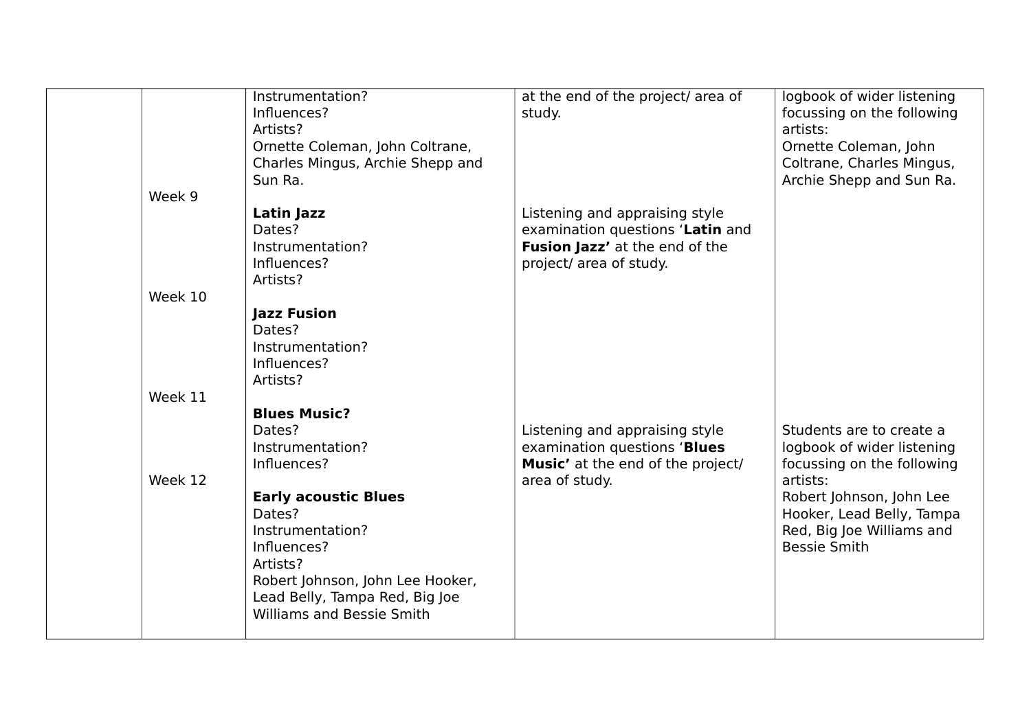| | | | | |
|---|---|---|---|---|
| | | Instrumentation?<br>Influences?<br>Artists?<br>Ornette Coleman, John Coltrane, Charles Mingus, Archie Shepp and Sun Ra. | at the end of the project/ area of study. | logbook of wider listening focussing on the following artists:<br>Ornette Coleman, John Coltrane, Charles Mingus, Archie Shepp and Sun Ra. |
| | Week 9 | **Latin Jazz**<br>Dates?<br>Instrumentation?<br>Influences?<br>Artists? | Listening and appraising style examination questions '**Latin** and **Fusion Jazz'** at the end of the project/ area of study. | |
| | Week 10 | **Jazz Fusion**<br>Dates?<br>Instrumentation?<br>Influences?<br>Artists? | | |
| | Week 11 | **Blues Music?**<br>Dates?<br>Instrumentation?<br>Influences? | Listening and appraising style examination questions '**Blues Music'** at the end of the project/ area of study. | Students are to create a logbook of wider listening focussing on the following artists:<br>Robert Johnson, John Lee Hooker, Lead Belly, Tampa Red, Big Joe Williams and Bessie Smith |
| | Week 12 | **Early acoustic Blues**<br>Dates?<br>Instrumentation?<br>Influences?<br>Artists?<br>Robert Johnson, John Lee Hooker, Lead Belly, Tampa Red, Big Joe Williams and Bessie Smith | | |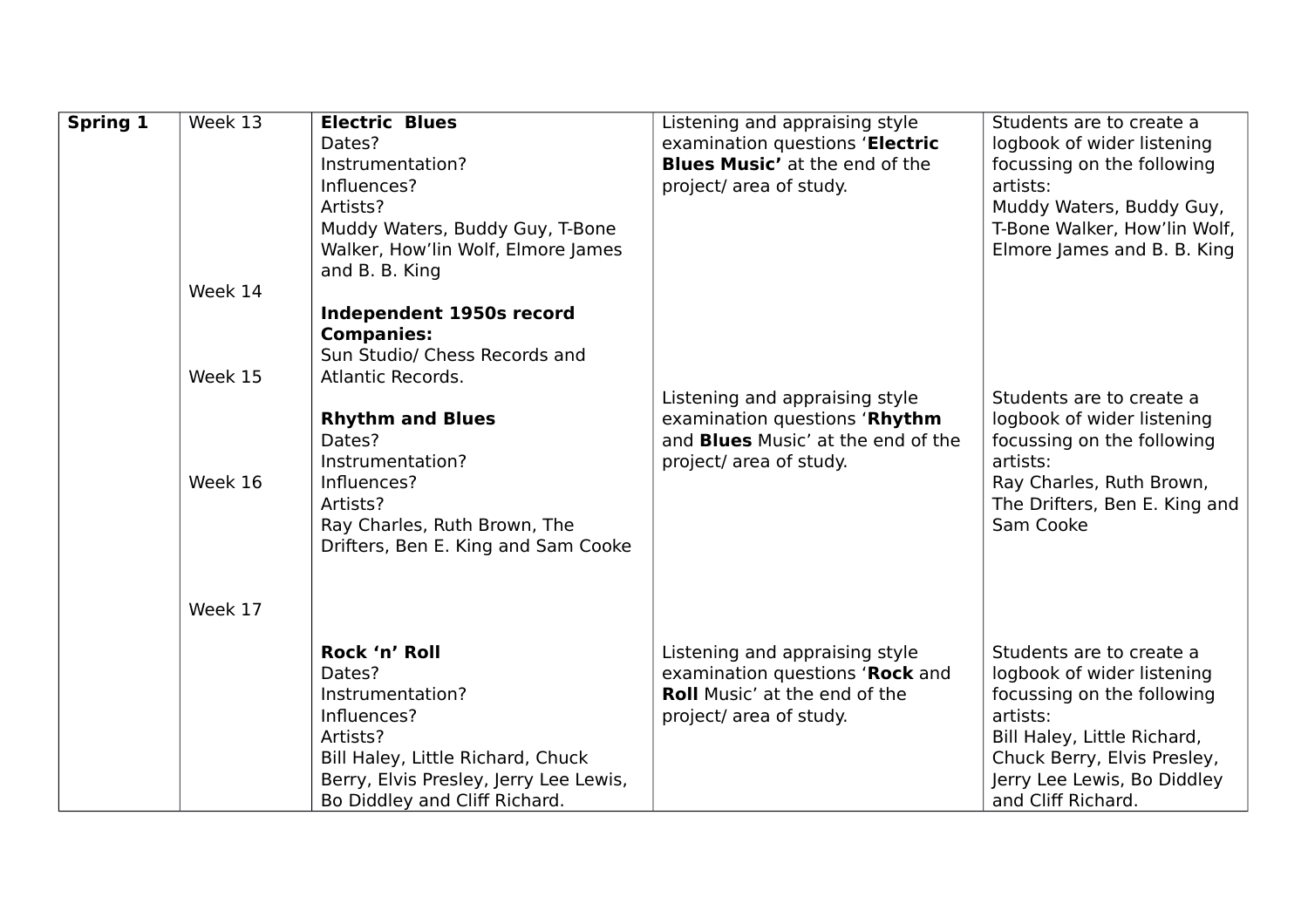| **Spring 1** | Week 13<br><br><br><br><br><br><br><br>Week 14<br><br><br><br>Week 15<br><br><br><br><br>Week 16<br><br><br><br><br><br>Week 17 | **Electric Blues**<br>Dates?<br>Instrumentation?<br>Influences?<br>Artists?<br>Muddy Waters, Buddy Guy, T-Bone Walker, How'lin Wolf, Elmore James and B. B. King<br><br>**Independent 1950s record Companies:**<br>Sun Studio/ Chess Records and Atlantic Records.<br><br>**Rhythm and Blues**<br>Dates?<br>Instrumentation?<br>Influences?<br>Artists?<br>Ray Charles, Ruth Brown, The Drifters, Ben E. King and Sam Cooke<br><br><br><br>**Rock 'n' Roll**<br>Dates?<br>Instrumentation?<br>Influences?<br>Artists?<br>Bill Haley, Little Richard, Chuck Berry, Elvis Presley, Jerry Lee Lewis, Bo Diddley and Cliff Richard. | Listening and appraising style examination questions '**Electric Blues Music'** at the end of the project/ area of study.<br><br><br><br><br><br><br><br><br><br>Listening and appraising style examination questions '**Rhythm** and **Blues** Music' at the end of the project/ area of study.<br><br><br><br><br><br><br><br>Listening and appraising style examination questions '**Rock** and **Roll** Music' at the end of the project/ area of study. | Students are to create a logbook of wider listening focussing on the following artists:<br>Muddy Waters, Buddy Guy, T-Bone Walker, How'lin Wolf, Elmore James and B. B. King<br><br><br><br><br><br><br>Students are to create a logbook of wider listening focussing on the following artists:<br>Ray Charles, Ruth Brown, The Drifters, Ben E. King and Sam Cooke<br><br><br><br><br>Students are to create a logbook of wider listening focussing on the following artists:<br>Bill Haley, Little Richard, Chuck Berry, Elvis Presley, Jerry Lee Lewis, Bo Diddley and Cliff Richard. |
|---|---|---|---|---|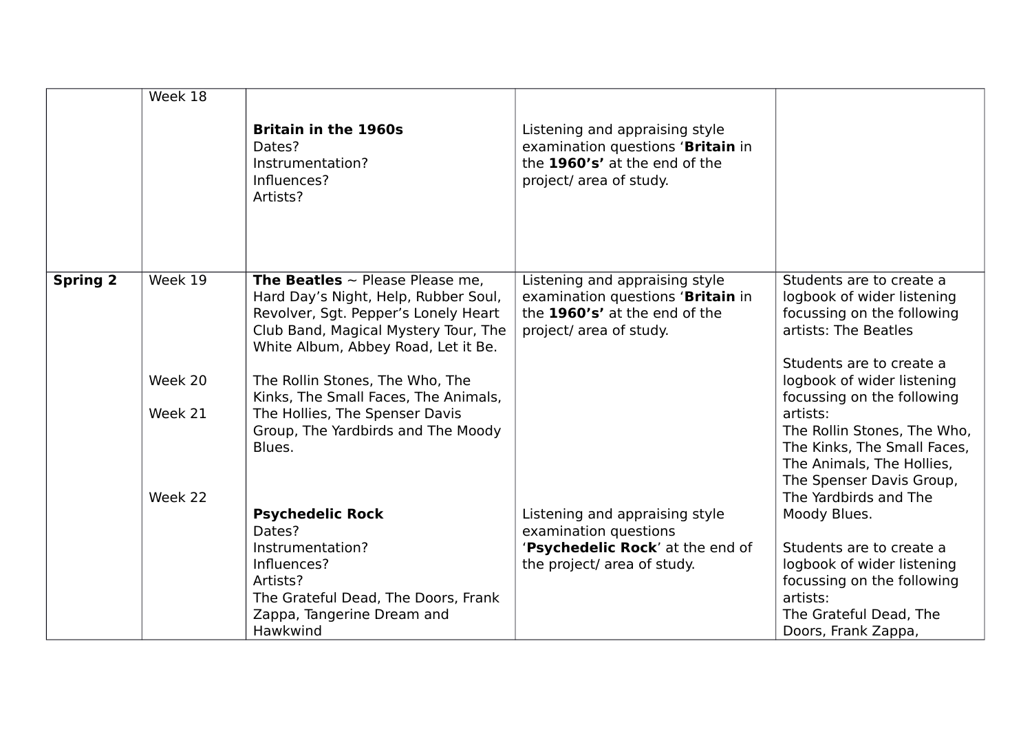| | | | | |
|---|---|---|---|---|
| | Week 18 | **Britain in the 1960s**<br>Dates?<br>Instrumentation?<br>Influences?<br>Artists? | Listening and appraising style examination questions '**Britain** in the **1960's'** at the end of the project/ area of study. | |
| **Spring 2** | Week 19<br><br><br><br><br>Week 20<br><br>Week 21<br><br><br><br><br><br>Week 22 | **The Beatles** ~ Please Please me, Hard Day's Night, Help, Rubber Soul, Revolver, Sgt. Pepper's Lonely Heart Club Band, Magical Mystery Tour, The White Album, Abbey Road, Let it Be.<br><br>The Rollin Stones, The Who, The Kinks, The Small Faces, The Animals, The Hollies, The Spenser Davis Group, The Yardbirds and The Moody Blues.<br><br>**Psychedelic Rock**<br>Dates?<br>Instrumentation?<br>Influences?<br>Artists?<br>The Grateful Dead, The Doors, Frank Zappa, Tangerine Dream and Hawkwind | Listening and appraising style examination questions '**Britain** in the **1960's'** at the end of the project/ area of study.<br><br>Listening and appraising style examination questions '**Psychedelic Rock**' at the end of the project/ area of study. | Students are to create a logbook of wider listening focussing on the following artists: The Beatles<br><br>Students are to create a logbook of wider listening focussing on the following artists:<br>The Rollin Stones, The Who, The Kinks, The Small Faces, The Animals, The Hollies, The Spenser Davis Group, The Yardbirds and The Moody Blues.<br><br>Students are to create a logbook of wider listening focussing on the following artists:<br>The Grateful Dead, The Doors, Frank Zappa, |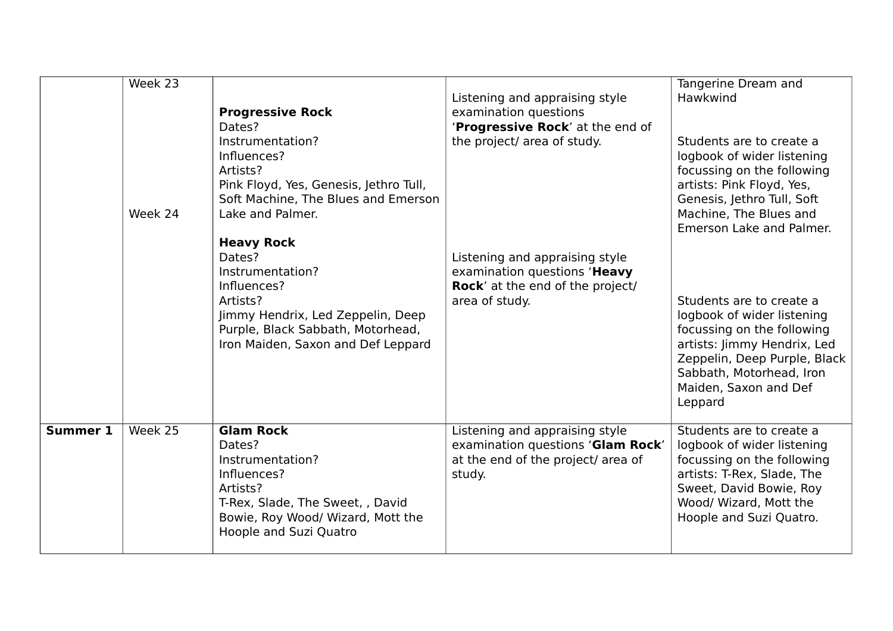| | | | | |
|---|---|---|---|---|
| | Week 23<br><br><br><br><br><br><br><br><br>Week 24 | **Progressive Rock**<br>Dates?<br>Instrumentation?<br>Influences?<br>Artists?<br>Pink Floyd, Yes, Genesis, Jethro Tull, Soft Machine, The Blues and Emerson Lake and Palmer.<br><br>**Heavy Rock**<br>Dates?<br>Instrumentation?<br>Influences?<br>Artists?<br>Jimmy Hendrix, Led Zeppelin, Deep Purple, Black Sabbath, Motorhead, Iron Maiden, Saxon and Def Leppard | Listening and appraising style examination questions '**Progressive Rock**' at the end of the project/ area of study.<br><br><br><br><br><br><br><br>Listening and appraising style examination questions '**Heavy Rock**' at the end of the project/ area of study. | Tangerine Dream and Hawkwind<br><br>Students are to create a logbook of wider listening focussing on the following artists: Pink Floyd, Yes, Genesis, Jethro Tull, Soft Machine, The Blues and Emerson Lake and Palmer.<br><br><br><br>Students are to create a logbook of wider listening focussing on the following artists: Jimmy Hendrix, Led Zeppelin, Deep Purple, Black Sabbath, Motorhead, Iron Maiden, Saxon and Def Leppard |
| **Summer 1** | Week 25 | **Glam Rock**<br>Dates?<br>Instrumentation?<br>Influences?<br>Artists?<br>T-Rex, Slade, The Sweet, , David Bowie, Roy Wood/ Wizard, Mott the Hoople and Suzi Quatro | Listening and appraising style examination questions '**Glam Rock**' at the end of the project/ area of study. | Students are to create a logbook of wider listening focussing on the following artists: T-Rex, Slade, The Sweet, David Bowie, Roy Wood/ Wizard, Mott the Hoople and Suzi Quatro. |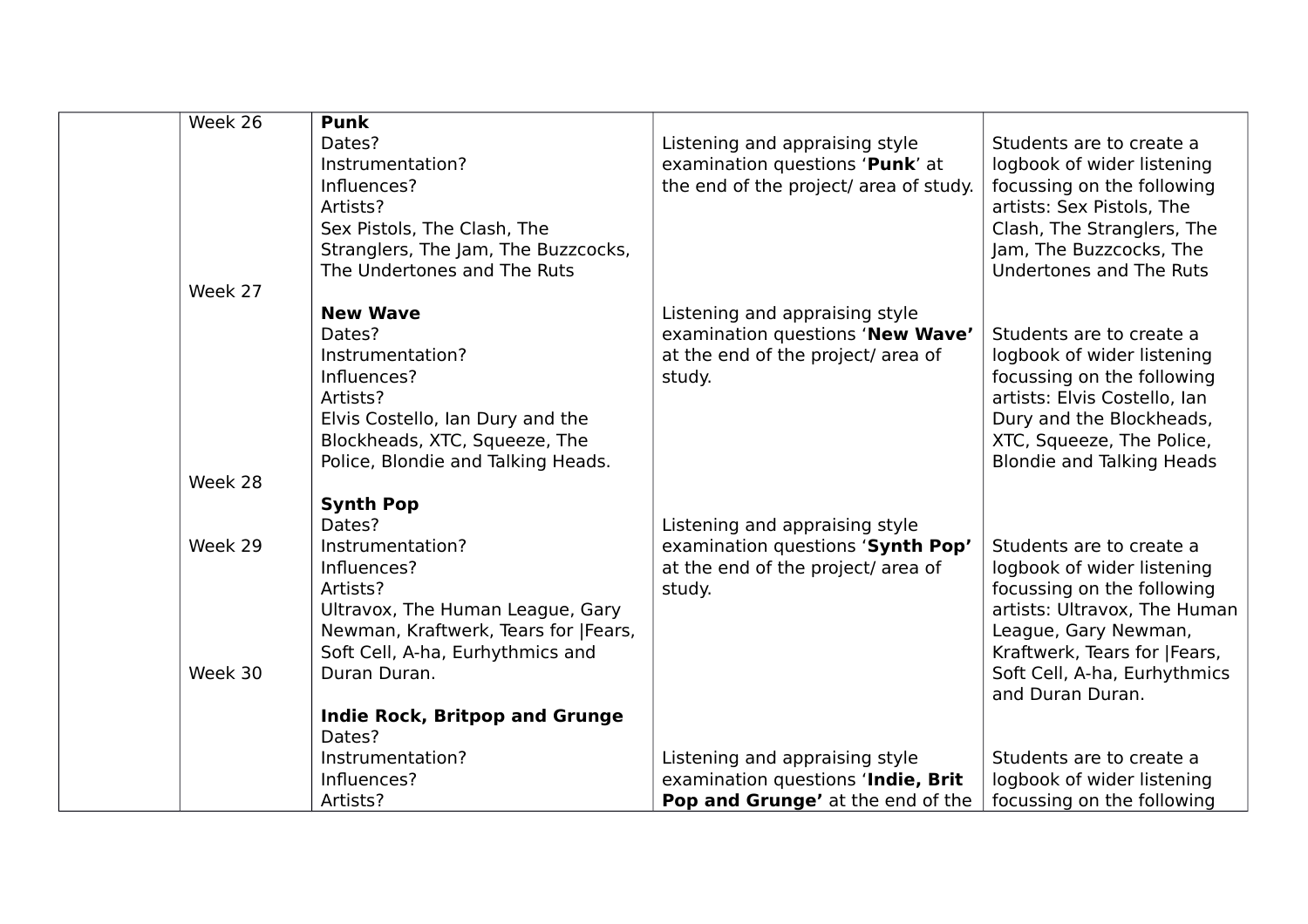| | | | | |
|---|---|---|---|---|
| | Week 26<br><br><br><br><br><br><br>Week 27 | **Punk**<br>Dates?<br>Instrumentation?<br>Influences?<br>Artists?<br>Sex Pistols, The Clash, The Stranglers, The Jam, The Buzzcocks, The Undertones and The Ruts | Listening and appraising style examination questions '**Punk**' at the end of the project/ area of study. | Students are to create a logbook of wider listening focussing on the following artists: Sex Pistols, The Clash, The Stranglers, The Jam, The Buzzcocks, The Undertones and The Ruts |
| | <br><br><br><br><br><br><br><br>Week 28 | **New Wave**<br>Dates?<br>Instrumentation?<br>Influences?<br>Artists?<br>Elvis Costello, Ian Dury and the Blockheads, XTC, Squeeze, The Police, Blondie and Talking Heads. | Listening and appraising style examination questions '**New Wave'** at the end of the project/ area of study. | Students are to create a logbook of wider listening focussing on the following artists: Elvis Costello, Ian Dury and the Blockheads, XTC, Squeeze, The Police, Blondie and Talking Heads |
| | <br><br>Week 29<br><br><br><br><br>Week 30 | **Synth Pop**<br>Dates?<br>Instrumentation?<br>Influences?<br>Artists?<br>Ultravox, The Human League, Gary Newman, Kraftwerk, Tears for \|Fears, Soft Cell, A-ha, Eurhythmics and Duran Duran. | Listening and appraising style examination questions '**Synth Pop'** at the end of the project/ area of study. | Students are to create a logbook of wider listening focussing on the following artists: Ultravox, The Human League, Gary Newman, Kraftwerk, Tears for \|Fears, Soft Cell, A-ha, Eurhythmics and Duran Duran. |
| | | **Indie Rock, Britpop and Grunge**<br>Dates?<br>Instrumentation?<br>Influences?<br>Artists? | Listening and appraising style examination questions '**Indie, Brit Pop and Grunge'** at the end of the | Students are to create a logbook of wider listening focussing on the following |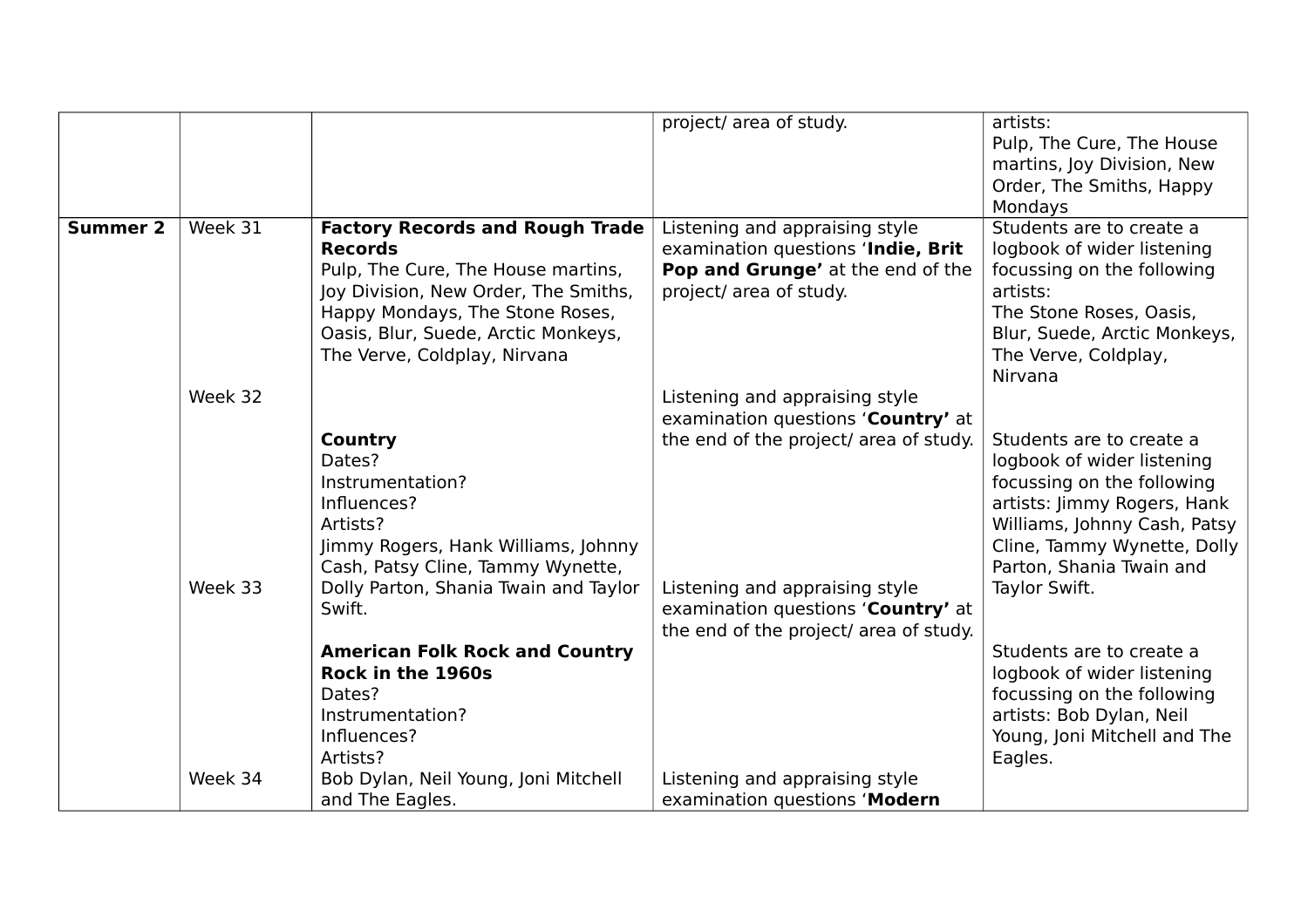| | | | project/ area of study. | artists:<br>Pulp, The Cure, The House martins, Joy Division, New Order, The Smiths, Happy Mondays |
|---|---|---|---|---|
| **Summer 2** | Week 31 | **Factory Records and Rough Trade Records**<br>Pulp, The Cure, The House martins, Joy Division, New Order, The Smiths, Happy Mondays, The Stone Roses, Oasis, Blur, Suede, Arctic Monkeys, The Verve, Coldplay, Nirvana | Listening and appraising style examination questions '**Indie, Brit Pop and Grunge'** at the end of the project/ area of study. | Students are to create a logbook of wider listening focussing on the following artists:<br>The Stone Roses, Oasis, Blur, Suede, Arctic Monkeys, The Verve, Coldplay, Nirvana |
| | Week 32 | **Country**<br>Dates?<br>Instrumentation?<br>Influences?<br>Artists?<br>Jimmy Rogers, Hank Williams, Johnny Cash, Patsy Cline, Tammy Wynette, Dolly Parton, Shania Twain and Taylor Swift. | Listening and appraising style examination questions '**Country'** at the end of the project/ area of study. | Students are to create a logbook of wider listening focussing on the following artists: Jimmy Rogers, Hank Williams, Johnny Cash, Patsy Cline, Tammy Wynette, Dolly Parton, Shania Twain and Taylor Swift. |
| | Week 33 | **American Folk Rock and Country Rock in the 1960s**<br>Dates?<br>Instrumentation?<br>Influences?<br>Artists?<br>Bob Dylan, Neil Young, Joni Mitchell and The Eagles. | Listening and appraising style examination questions '**Country'** at the end of the project/ area of study. | Students are to create a logbook of wider listening focussing on the following artists: Bob Dylan, Neil Young, Joni Mitchell and The Eagles. |
| | Week 34 | | Listening and appraising style examination questions '**Modern** | |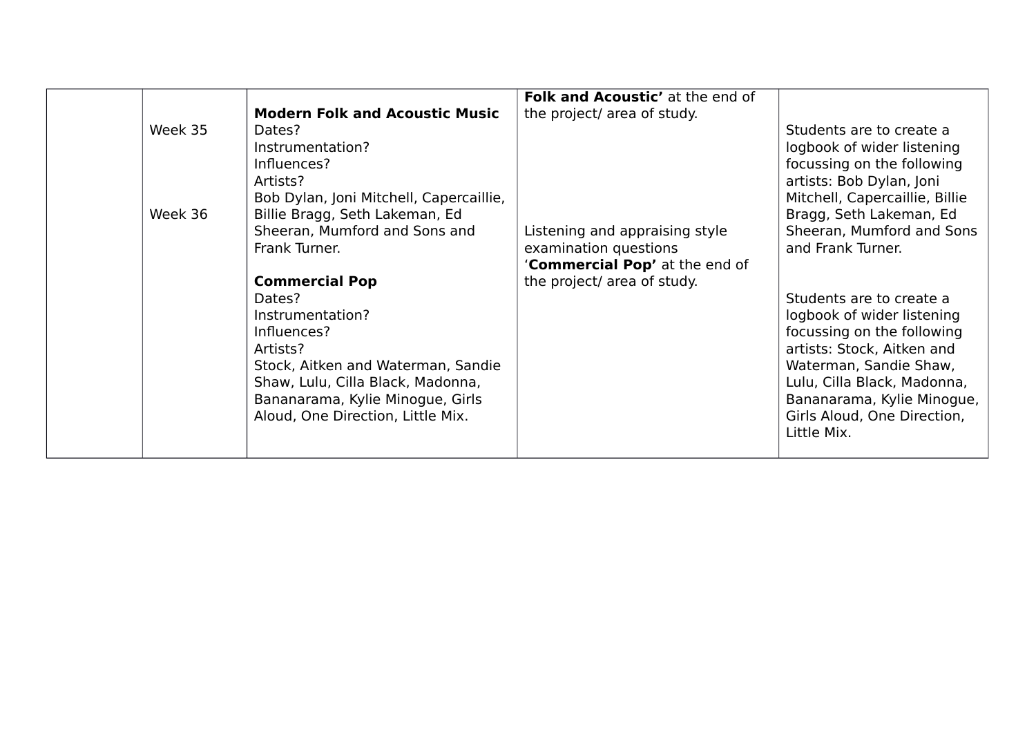| | | | | |
|---|---|---|---|---|
| | Week 35<br><br>Week 36 | **Modern Folk and Acoustic Music**<br>Dates?<br>Instrumentation?<br>Influences?<br>Artists?<br>Bob Dylan, Joni Mitchell, Capercaillie, Billie Bragg, Seth Lakeman, Ed Sheeran, Mumford and Sons and Frank Turner.<br><br>**Commercial Pop**<br>Dates?<br>Instrumentation?<br>Influences?<br>Artists?<br>Stock, Aitken and Waterman, Sandie Shaw, Lulu, Cilla Black, Madonna, Bananarama, Kylie Minogue, Girls Aloud, One Direction, Little Mix. | **Folk and Acoustic'** at the end of the project/ area of study.<br><br>Listening and appraising style examination questions '**Commercial Pop'** at the end of the project/ area of study. | Students are to create a logbook of wider listening focussing on the following artists: Bob Dylan, Joni Mitchell, Capercaillie, Billie Bragg, Seth Lakeman, Ed Sheeran, Mumford and Sons and Frank Turner.<br><br>Students are to create a logbook of wider listening focussing on the following artists: Stock, Aitken and Waterman, Sandie Shaw, Lulu, Cilla Black, Madonna, Bananarama, Kylie Minogue, Girls Aloud, One Direction, Little Mix. |